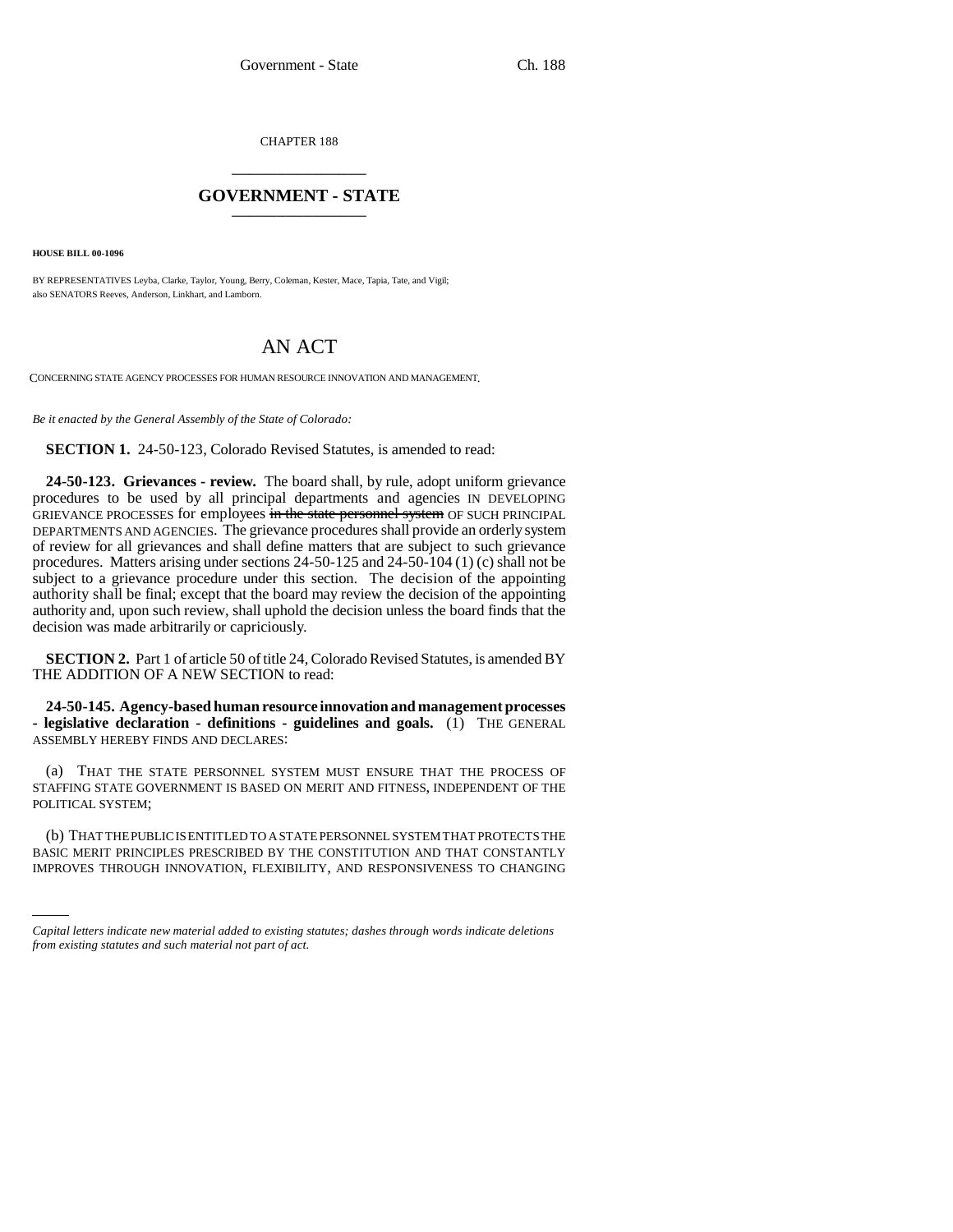CHAPTER 188

# GOVERNMENT - STATE

**HOUSE BILL 00-1096**

BY REPRESENTATIVES Leyba, Clarke, Taylor, Young, Berry, Coleman, Kester, Mace, Tapia, Tate, and Vigil;
also SENATORS Reeves, Anderson, Linkhart, and Lamborn.

# AN ACT

CONCERNING STATE AGENCY PROCESSES FOR HUMAN RESOURCE INNOVATION AND MANAGEMENT.

*Be it enacted by the General Assembly of the State of Colorado:*

**SECTION 1.** 24-50-123, Colorado Revised Statutes, is amended to read:

**24-50-123. Grievances - review.** The board shall, by rule, adopt uniform grievance procedures to be used by all principal departments and agencies IN DEVELOPING GRIEVANCE PROCESSES for employees ~~in the state personnel system~~ OF SUCH PRINCIPAL DEPARTMENTS AND AGENCIES. The grievance procedures shall provide an orderly system of review for all grievances and shall define matters that are subject to such grievance procedures. Matters arising under sections 24-50-125 and 24-50-104 (1) (c) shall not be subject to a grievance procedure under this section. The decision of the appointing authority shall be final; except that the board may review the decision of the appointing authority and, upon such review, shall uphold the decision unless the board finds that the decision was made arbitrarily or capriciously.

**SECTION 2.** Part 1 of article 50 of title 24, Colorado Revised Statutes, is amended BY THE ADDITION OF A NEW SECTION to read:

**24-50-145. Agency-based human resource innovation and management processes - legislative declaration - definitions - guidelines and goals.** (1) THE GENERAL ASSEMBLY HEREBY FINDS AND DECLARES:

(a) THAT THE STATE PERSONNEL SYSTEM MUST ENSURE THAT THE PROCESS OF STAFFING STATE GOVERNMENT IS BASED ON MERIT AND FITNESS, INDEPENDENT OF THE POLITICAL SYSTEM;

(b) THAT THE PUBLIC IS ENTITLED TO A STATE PERSONNEL SYSTEM THAT PROTECTS THE BASIC MERIT PRINCIPLES PRESCRIBED BY THE CONSTITUTION AND THAT CONSTANTLY IMPROVES THROUGH INNOVATION, FLEXIBILITY, AND RESPONSIVENESS TO CHANGING

*Capital letters indicate new material added to existing statutes; dashes through words indicate deletions from existing statutes and such material not part of act.*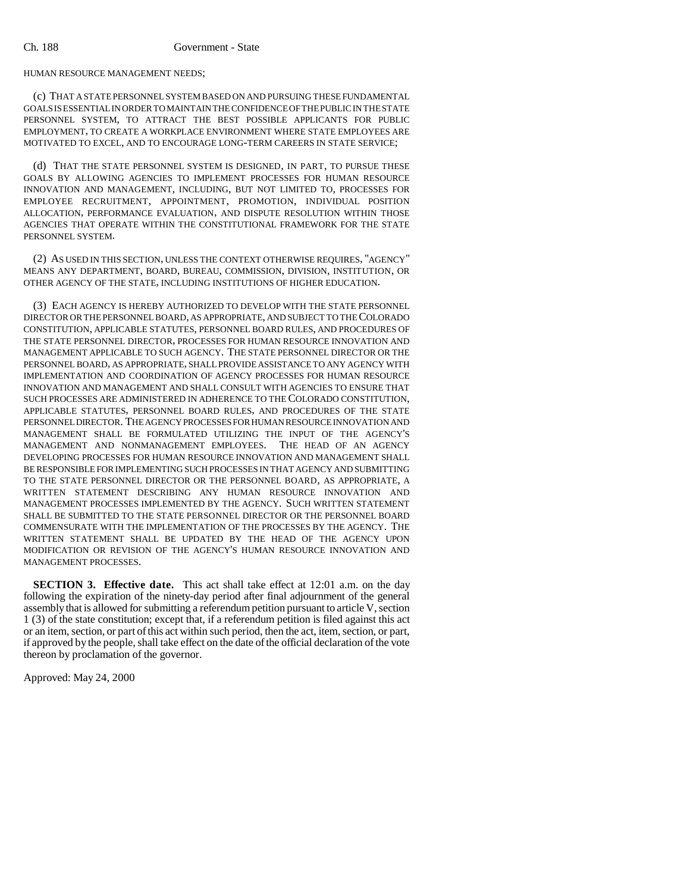HUMAN RESOURCE MANAGEMENT NEEDS;

(c) THAT A STATE PERSONNEL SYSTEM BASED ON AND PURSUING THESE FUNDAMENTAL GOALS IS ESSENTIAL IN ORDER TO MAINTAIN THE CONFIDENCE OF THE PUBLIC IN THE STATE PERSONNEL SYSTEM, TO ATTRACT THE BEST POSSIBLE APPLICANTS FOR PUBLIC EMPLOYMENT, TO CREATE A WORKPLACE ENVIRONMENT WHERE STATE EMPLOYEES ARE MOTIVATED TO EXCEL, AND TO ENCOURAGE LONG-TERM CAREERS IN STATE SERVICE;

(d) THAT THE STATE PERSONNEL SYSTEM IS DESIGNED, IN PART, TO PURSUE THESE GOALS BY ALLOWING AGENCIES TO IMPLEMENT PROCESSES FOR HUMAN RESOURCE INNOVATION AND MANAGEMENT, INCLUDING, BUT NOT LIMITED TO, PROCESSES FOR EMPLOYEE RECRUITMENT, APPOINTMENT, PROMOTION, INDIVIDUAL POSITION ALLOCATION, PERFORMANCE EVALUATION, AND DISPUTE RESOLUTION WITHIN THOSE AGENCIES THAT OPERATE WITHIN THE CONSTITUTIONAL FRAMEWORK FOR THE STATE PERSONNEL SYSTEM.

(2) AS USED IN THIS SECTION, UNLESS THE CONTEXT OTHERWISE REQUIRES, "AGENCY" MEANS ANY DEPARTMENT, BOARD, BUREAU, COMMISSION, DIVISION, INSTITUTION, OR OTHER AGENCY OF THE STATE, INCLUDING INSTITUTIONS OF HIGHER EDUCATION.

(3) EACH AGENCY IS HEREBY AUTHORIZED TO DEVELOP WITH THE STATE PERSONNEL DIRECTOR OR THE PERSONNEL BOARD, AS APPROPRIATE, AND SUBJECT TO THE COLORADO CONSTITUTION, APPLICABLE STATUTES, PERSONNEL BOARD RULES, AND PROCEDURES OF THE STATE PERSONNEL DIRECTOR, PROCESSES FOR HUMAN RESOURCE INNOVATION AND MANAGEMENT APPLICABLE TO SUCH AGENCY. THE STATE PERSONNEL DIRECTOR OR THE PERSONNEL BOARD, AS APPROPRIATE, SHALL PROVIDE ASSISTANCE TO ANY AGENCY WITH IMPLEMENTATION AND COORDINATION OF AGENCY PROCESSES FOR HUMAN RESOURCE INNOVATION AND MANAGEMENT AND SHALL CONSULT WITH AGENCIES TO ENSURE THAT SUCH PROCESSES ARE ADMINISTERED IN ADHERENCE TO THE COLORADO CONSTITUTION, APPLICABLE STATUTES, PERSONNEL BOARD RULES, AND PROCEDURES OF THE STATE PERSONNEL DIRECTOR. THE AGENCY PROCESSES FOR HUMAN RESOURCE INNOVATION AND MANAGEMENT SHALL BE FORMULATED UTILIZING THE INPUT OF THE AGENCY'S MANAGEMENT AND NONMANAGEMENT EMPLOYEES. THE HEAD OF AN AGENCY DEVELOPING PROCESSES FOR HUMAN RESOURCE INNOVATION AND MANAGEMENT SHALL BE RESPONSIBLE FOR IMPLEMENTING SUCH PROCESSES IN THAT AGENCY AND SUBMITTING TO THE STATE PERSONNEL DIRECTOR OR THE PERSONNEL BOARD, AS APPROPRIATE, A WRITTEN STATEMENT DESCRIBING ANY HUMAN RESOURCE INNOVATION AND MANAGEMENT PROCESSES IMPLEMENTED BY THE AGENCY. SUCH WRITTEN STATEMENT SHALL BE SUBMITTED TO THE STATE PERSONNEL DIRECTOR OR THE PERSONNEL BOARD COMMENSURATE WITH THE IMPLEMENTATION OF THE PROCESSES BY THE AGENCY. THE WRITTEN STATEMENT SHALL BE UPDATED BY THE HEAD OF THE AGENCY UPON MODIFICATION OR REVISION OF THE AGENCY'S HUMAN RESOURCE INNOVATION AND MANAGEMENT PROCESSES.

**SECTION 3. Effective date.** This act shall take effect at 12:01 a.m. on the day following the expiration of the ninety-day period after final adjournment of the general assembly that is allowed for submitting a referendum petition pursuant to article V, section 1 (3) of the state constitution; except that, if a referendum petition is filed against this act or an item, section, or part of this act within such period, then the act, item, section, or part, if approved by the people, shall take effect on the date of the official declaration of the vote thereon by proclamation of the governor.

Approved: May 24, 2000